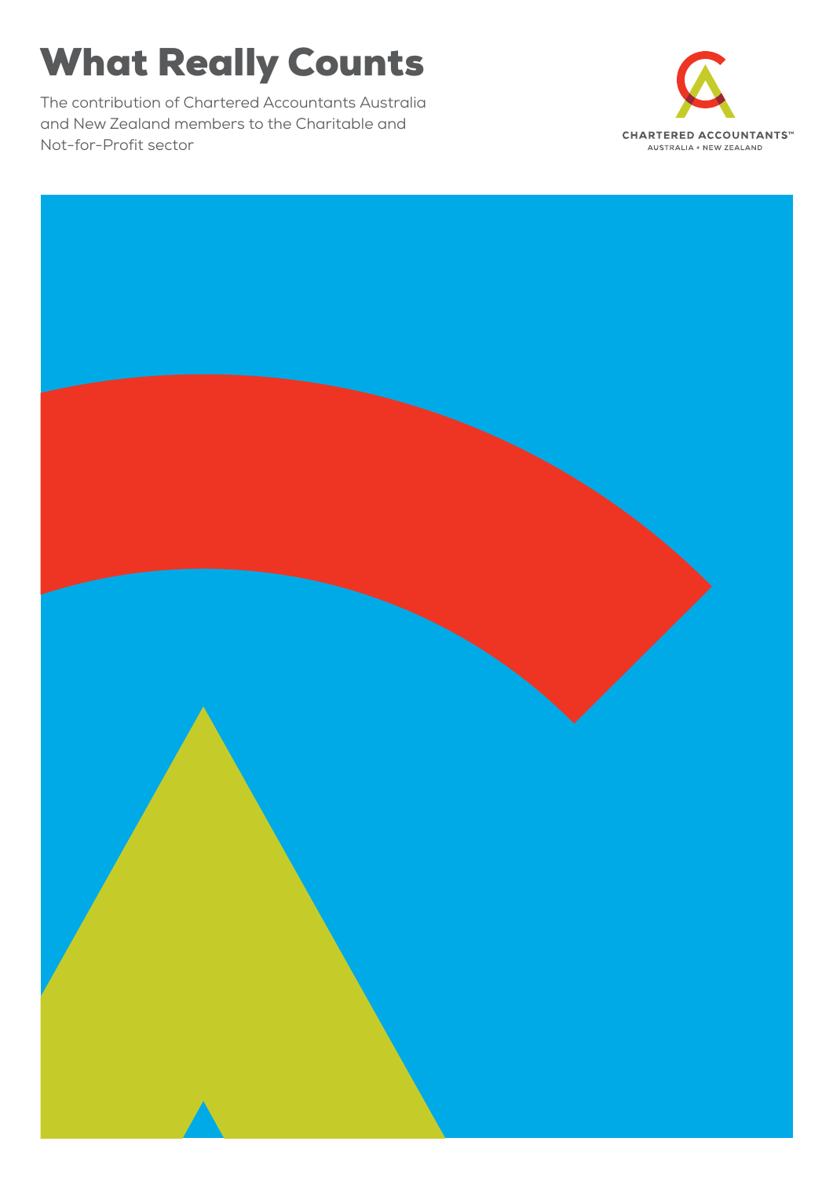# What Really Counts

The contribution of Chartered Accountants Australia and New Zealand members to the Charitable and Not-for-Profit sector

CHARTERED ACCOUNTANTS™
AUSTRALIA + NEW ZEALAND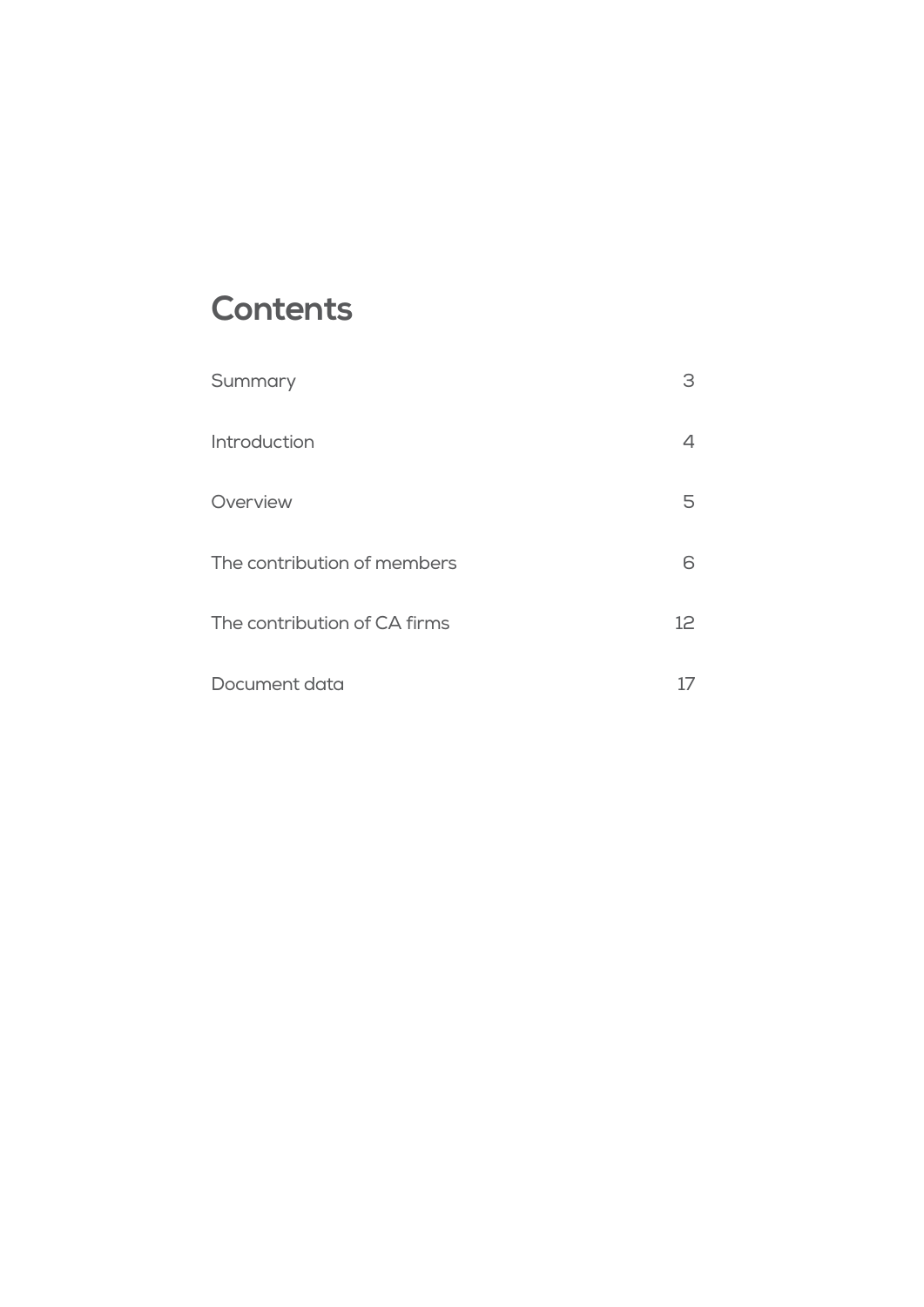# Contents

| | |
|---|---|
| Summary | 3 |
| Introduction | 4 |
| Overview | 5 |
| The contribution of members | 6 |
| The contribution of CA firms | 12 |
| Document data | 17 |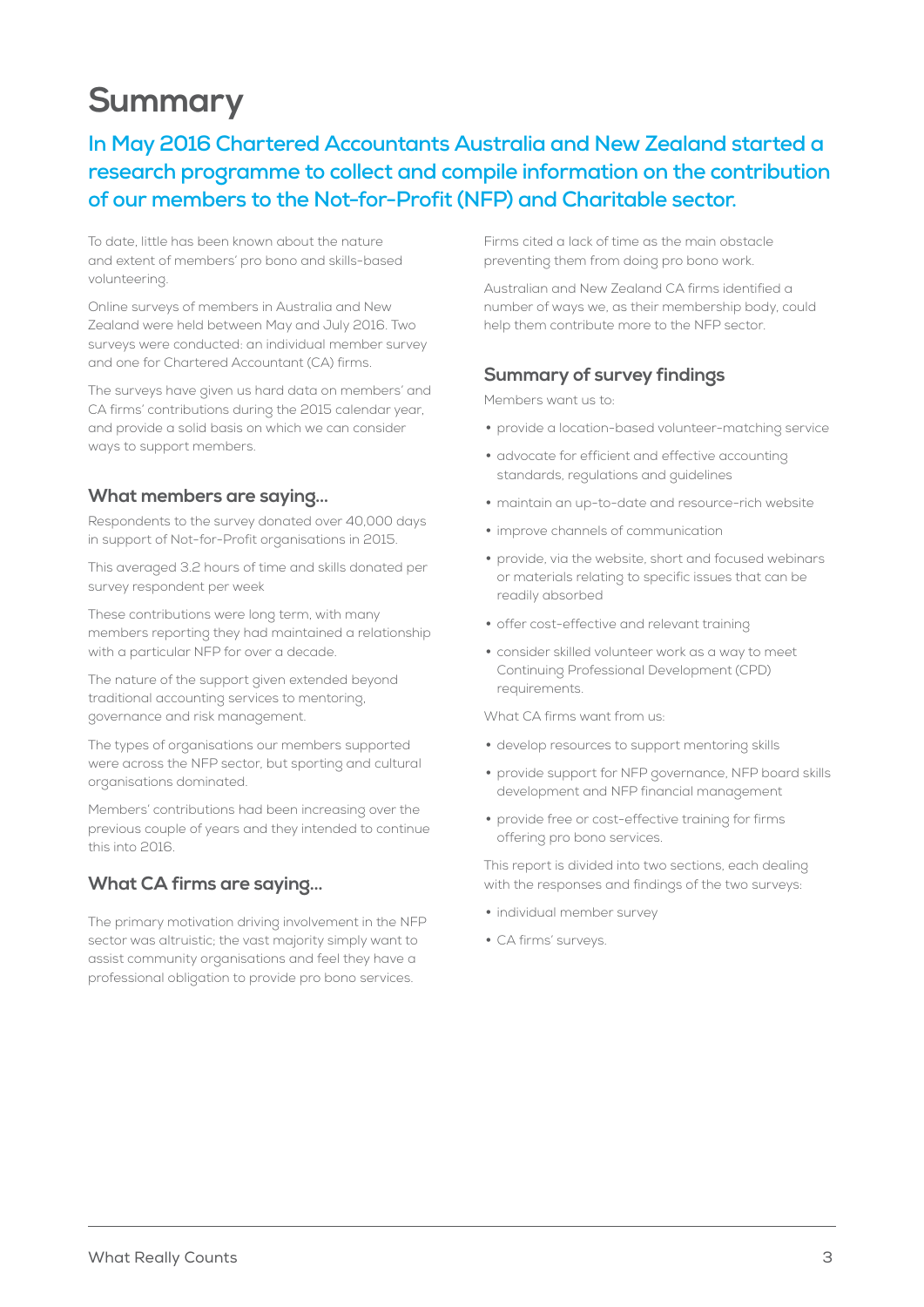# Summary

**In May 2016 Chartered Accountants Australia and New Zealand started a research programme to collect and compile information on the contribution of our members to the Not-for-Profit (NFP) and Charitable sector.**

To date, little has been known about the nature and extent of members' pro bono and skills-based volunteering.

Online surveys of members in Australia and New Zealand were held between May and July 2016. Two surveys were conducted: an individual member survey and one for Chartered Accountant (CA) firms.

The surveys have given us hard data on members' and CA firms' contributions during the 2015 calendar year, and provide a solid basis on which we can consider ways to support members.

### What members are saying...

Respondents to the survey donated over 40,000 days in support of Not-for-Profit organisations in 2015.

This averaged 3.2 hours of time and skills donated per survey respondent per week

These contributions were long term, with many members reporting they had maintained a relationship with a particular NFP for over a decade.

The nature of the support given extended beyond traditional accounting services to mentoring, governance and risk management.

The types of organisations our members supported were across the NFP sector, but sporting and cultural organisations dominated.

Members' contributions had been increasing over the previous couple of years and they intended to continue this into 2016.

### What CA firms are saying...

The primary motivation driving involvement in the NFP sector was altruistic; the vast majority simply want to assist community organisations and feel they have a professional obligation to provide pro bono services.

Firms cited a lack of time as the main obstacle preventing them from doing pro bono work.

Australian and New Zealand CA firms identified a number of ways we, as their membership body, could help them contribute more to the NFP sector.

### Summary of survey findings

Members want us to:

- provide a location-based volunteer-matching service
- advocate for efficient and effective accounting standards, regulations and guidelines
- maintain an up-to-date and resource-rich website
- improve channels of communication
- provide, via the website, short and focused webinars or materials relating to specific issues that can be readily absorbed
- offer cost-effective and relevant training
- consider skilled volunteer work as a way to meet Continuing Professional Development (CPD) requirements.

What CA firms want from us:

- develop resources to support mentoring skills
- provide support for NFP governance, NFP board skills development and NFP financial management
- provide free or cost-effective training for firms offering pro bono services.

This report is divided into two sections, each dealing with the responses and findings of the two surveys:

- individual member survey
- CA firms' surveys.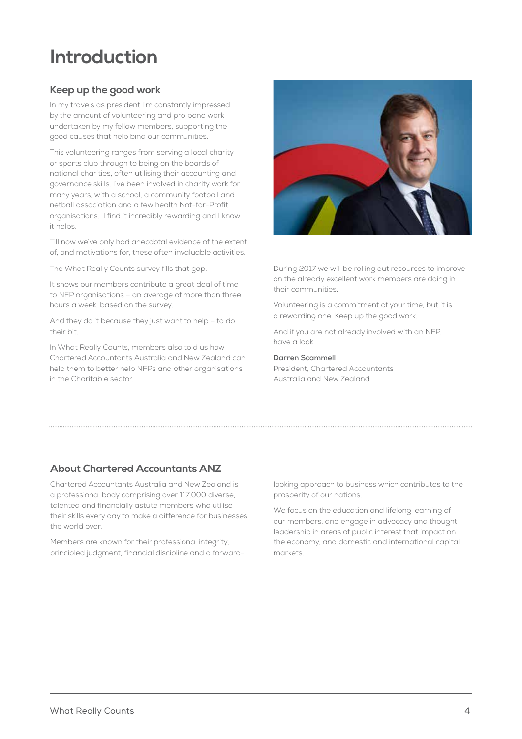# Introduction

## Keep up the good work

In my travels as president I'm constantly impressed by the amount of volunteering and pro bono work undertaken by my fellow members, supporting the good causes that help bind our communities.

This volunteering ranges from serving a local charity or sports club through to being on the boards of national charities, often utilising their accounting and governance skills. I've been involved in charity work for many years, with a school, a community football and netball association and a few health Not-for-Profit organisations. I find it incredibly rewarding and I know it helps.

Till now we've only had anecdotal evidence of the extent of, and motivations for, these often invaluable activities.

The What Really Counts survey fills that gap.

It shows our members contribute a great deal of time to NFP organisations – an average of more than three hours a week, based on the survey.

And they do it because they just want to help – to do their bit.

In What Really Counts, members also told us how Chartered Accountants Australia and New Zealand can help them to better help NFPs and other organisations in the Charitable sector.

During 2017 we will be rolling out resources to improve on the already excellent work members are doing in their communities.

Volunteering is a commitment of your time, but it is a rewarding one. Keep up the good work.

And if you are not already involved with an NFP, have a look.

**Darren Scammell**
President, Chartered Accountants Australia and New Zealand

## About Chartered Accountants ANZ

Chartered Accountants Australia and New Zealand is a professional body comprising over 117,000 diverse, talented and financially astute members who utilise their skills every day to make a difference for businesses the world over.

Members are known for their professional integrity, principled judgment, financial discipline and a forward-looking approach to business which contributes to the prosperity of our nations.

We focus on the education and lifelong learning of our members, and engage in advocacy and thought leadership in areas of public interest that impact on the economy, and domestic and international capital markets.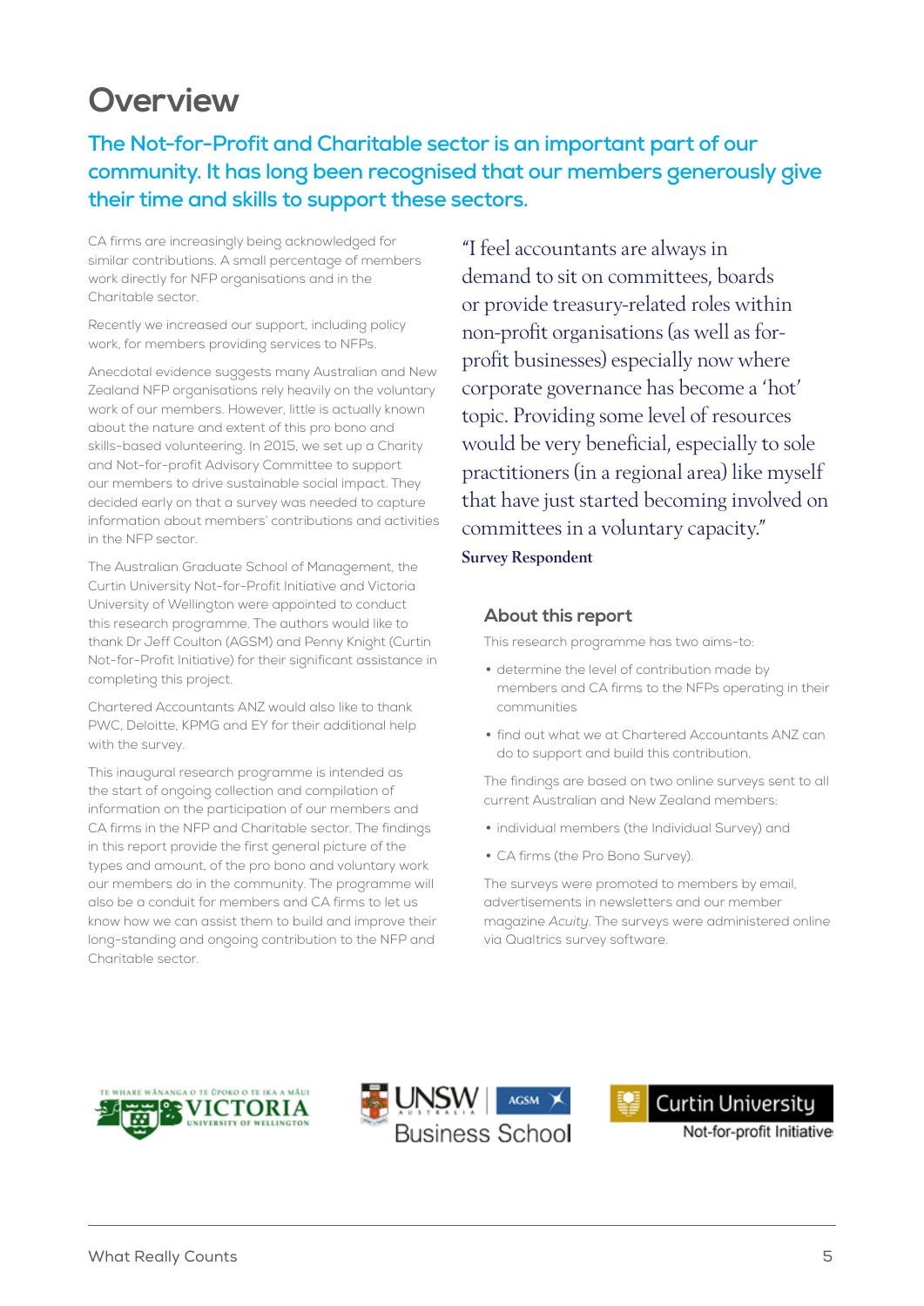# Overview

## The Not-for-Profit and Charitable sector is an important part of our community. It has long been recognised that our members generously give their time and skills to support these sectors.

CA firms are increasingly being acknowledged for similar contributions. A small percentage of members work directly for NFP organisations and in the Charitable sector.

Recently we increased our support, including policy work, for members providing services to NFPs.

Anecdotal evidence suggests many Australian and New Zealand NFP organisations rely heavily on the voluntary work of our members. However, little is actually known about the nature and extent of this pro bono and skills-based volunteering. In 2015, we set up a Charity and Not-for-profit Advisory Committee to support our members to drive sustainable social impact. They decided early on that a survey was needed to capture information about members' contributions and activities in the NFP sector.

The Australian Graduate School of Management, the Curtin University Not-for-Profit Initiative and Victoria University of Wellington were appointed to conduct this research programme. The authors would like to thank Dr Jeff Coulton (AGSM) and Penny Knight (Curtin Not-for-Profit Initiative) for their significant assistance in completing this project.

Chartered Accountants ANZ would also like to thank PWC, Deloitte, KPMG and EY for their additional help with the survey.

This inaugural research programme is intended as the start of ongoing collection and compilation of information on the participation of our members and CA firms in the NFP and Charitable sector. The findings in this report provide the first general picture of the types and amount, of the pro bono and voluntary work our members do in the community. The programme will also be a conduit for members and CA firms to let us know how we can assist them to build and improve their long-standing and ongoing contribution to the NFP and Charitable sector.

> "I feel accountants are always in demand to sit on committees, boards or provide treasury-related roles within non-profit organisations (as well as for-profit businesses) especially now where corporate governance has become a 'hot' topic. Providing some level of resources would be very beneficial, especially to sole practitioners (in a regional area) like myself that have just started becoming involved on committees in a voluntary capacity."
>
> **Survey Respondent**

### About this report

This research programme has two aims-to:

- determine the level of contribution made by members and CA firms to the NFPs operating in their communities
- find out what we at Chartered Accountants ANZ can do to support and build this contribution.

The findings are based on two online surveys sent to all current Australian and New Zealand members:

- individual members (the Individual Survey) and
- CA firms (the Pro Bono Survey).

The surveys were promoted to members by email, advertisements in newsletters and our member magazine *Acuity*. The surveys were administered online via Qualtrics survey software.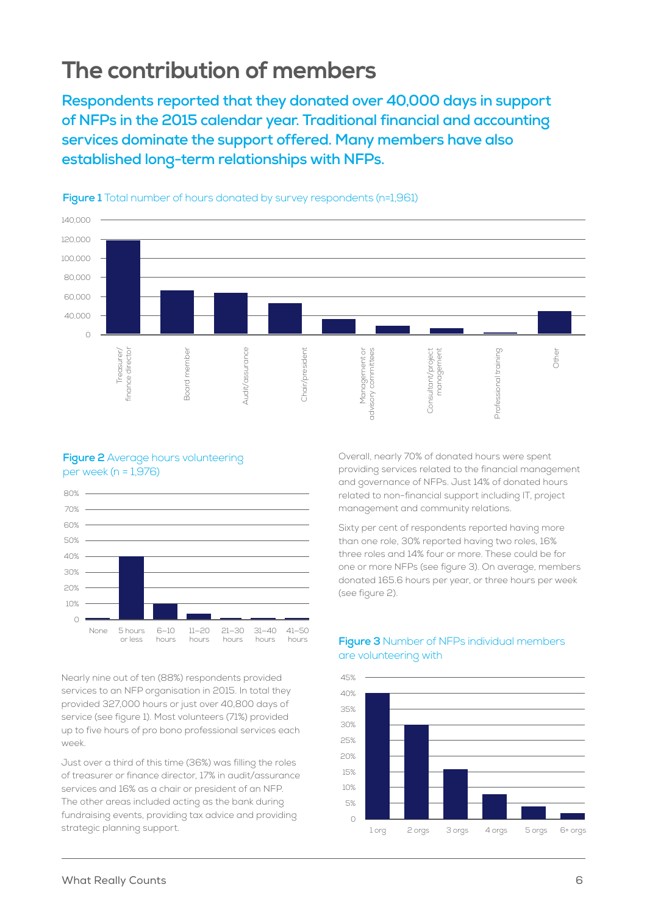# The contribution of members

**Respondents reported that they donated over 40,000 days in support of NFPs in the 2015 calendar year. Traditional financial and accounting services dominate the support offered. Many members have also established long-term relationships with NFPs.**

**Figure 1** Total number of hours donated by survey respondents (n=1,961)

**Figure 2** Average hours volunteering per week (n = 1,976)

Nearly nine out of ten (88%) respondents provided services to an NFP organisation in 2015. In total they provided 327,000 hours or just over 40,800 days of service (see figure 1). Most volunteers (71%) provided up to five hours of pro bono professional services each week.

Just over a third of this time (36%) was filling the roles of treasurer or finance director, 17% in audit/assurance services and 16% as a chair or president of an NFP. The other areas included acting as the bank during fundraising events, providing tax advice and providing strategic planning support.

Overall, nearly 70% of donated hours were spent providing services related to the financial management and governance of NFPs. Just 14% of donated hours related to non-financial support including IT, project management and community relations.

Sixty per cent of respondents reported having more than one role, 30% reported having two roles, 16% three roles and 14% four or more. These could be for one or more NFPs (see figure 3). On average, members donated 165.6 hours per year, or three hours per week (see figure 2).

**Figure 3** Number of NFPs individual members are volunteering with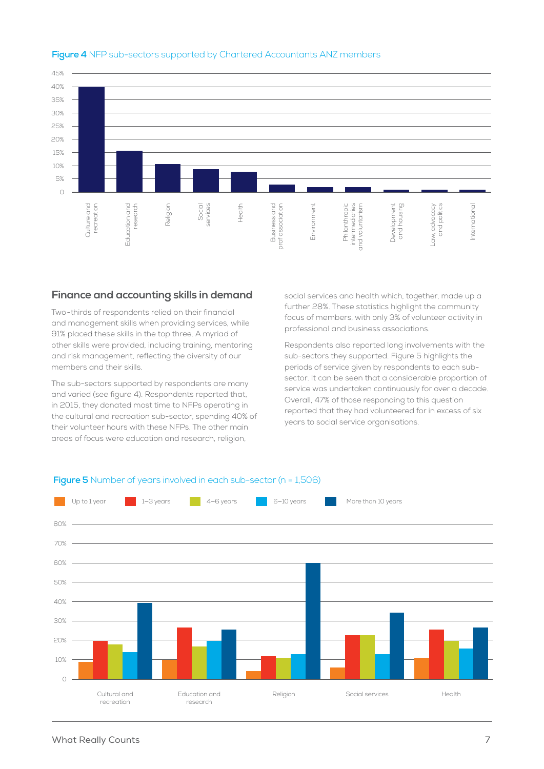**Figure 4** NFP sub-sectors supported by Chartered Accountants ANZ members

## Finance and accounting skills in demand

Two-thirds of respondents relied on their financial and management skills when providing services, while 91% placed these skills in the top three. A myriad of other skills were provided, including training, mentoring and risk management, reflecting the diversity of our members and their skills.

The sub-sectors supported by respondents are many and varied (see figure 4). Respondents reported that, in 2015, they donated most time to NFPs operating in the cultural and recreation sub-sector, spending 40% of their volunteer hours with these NFPs. The other main areas of focus were education and research, religion, social services and health which, together, made up a further 28%. These statistics highlight the community focus of members, with only 3% of volunteer activity in professional and business associations.

Respondents also reported long involvements with the sub-sectors they supported. Figure 5 highlights the periods of service given by respondents to each sub-sector. It can be seen that a considerable proportion of service was undertaken continuously for over a decade. Overall, 47% of those responding to this question reported that they had volunteered for in excess of six years to social service organisations.

**Figure 5** Number of years involved in each sub-sector (n = 1,506)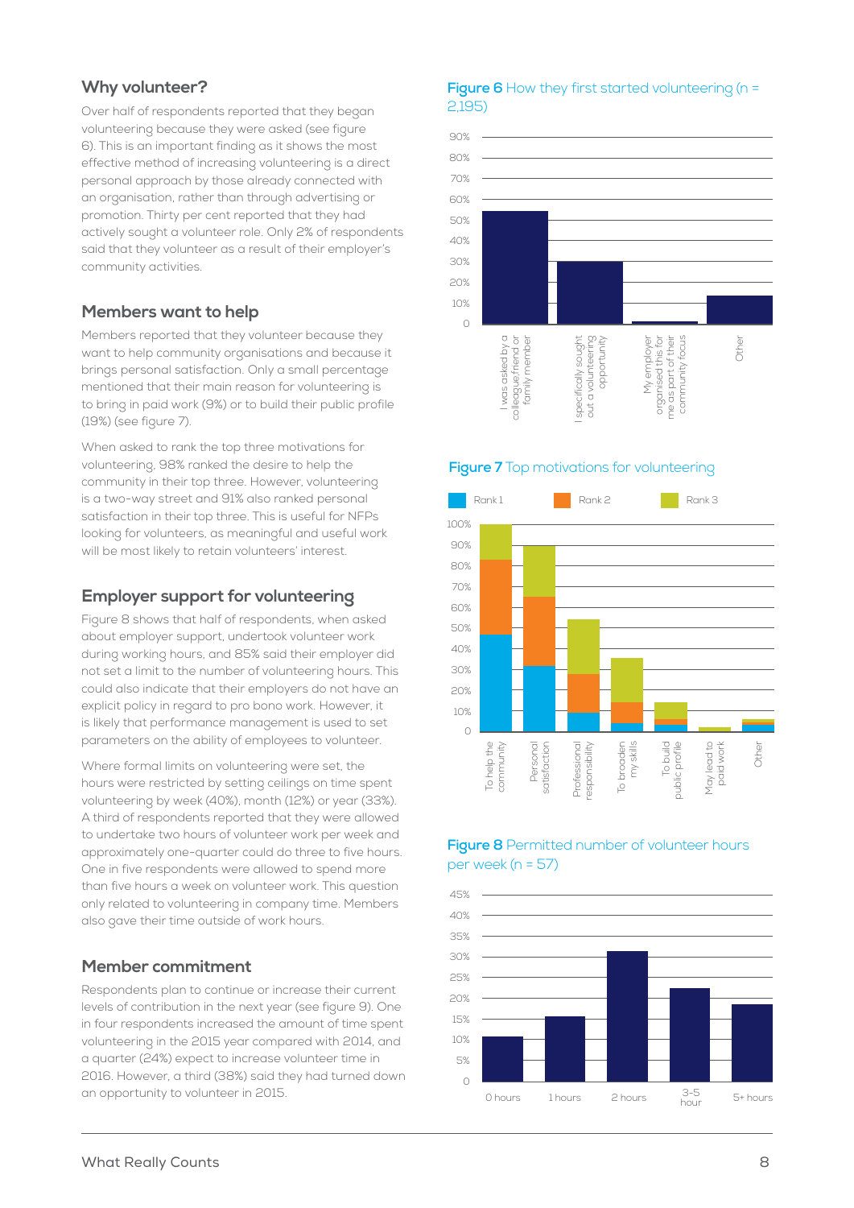## Why volunteer?

Over half of respondents reported that they began volunteering because they were asked (see figure 6). This is an important finding as it shows the most effective method of increasing volunteering is a direct personal approach by those already connected with an organisation, rather than through advertising or promotion. Thirty per cent reported that they had actively sought a volunteer role. Only 2% of respondents said that they volunteer as a result of their employer's community activities.

## Members want to help

Members reported that they volunteer because they want to help community organisations and because it brings personal satisfaction. Only a small percentage mentioned that their main reason for volunteering is to bring in paid work (9%) or to build their public profile (19%) (see figure 7).

When asked to rank the top three motivations for volunteering, 98% ranked the desire to help the community in their top three. However, volunteering is a two-way street and 91% also ranked personal satisfaction in their top three. This is useful for NFPs looking for volunteers, as meaningful and useful work will be most likely to retain volunteers' interest.

## Employer support for volunteering

Figure 8 shows that half of respondents, when asked about employer support, undertook volunteer work during working hours, and 85% said their employer did not set a limit to the number of volunteering hours. This could also indicate that their employers do not have an explicit policy in regard to pro bono work. However, it is likely that performance management is used to set parameters on the ability of employees to volunteer.

Where formal limits on volunteering were set, the hours were restricted by setting ceilings on time spent volunteering by week (40%), month (12%) or year (33%). A third of respondents reported that they were allowed to undertake two hours of volunteer work per week and approximately one-quarter could do three to five hours. One in five respondents were allowed to spend more than five hours a week on volunteer work. This question only related to volunteering in company time. Members also gave their time outside of work hours.

## Member commitment

Respondents plan to continue or increase their current levels of contribution in the next year (see figure 9). One in four respondents increased the amount of time spent volunteering in the 2015 year compared with 2014, and a quarter (24%) expect to increase volunteer time in 2016. However, a third (38%) said they had turned down an opportunity to volunteer in 2015.

**Figure 6** How they first started volunteering (n = 2,195)

**Figure 7** Top motivations for volunteering

**Figure 8** Permitted number of volunteer hours per week (n = 57)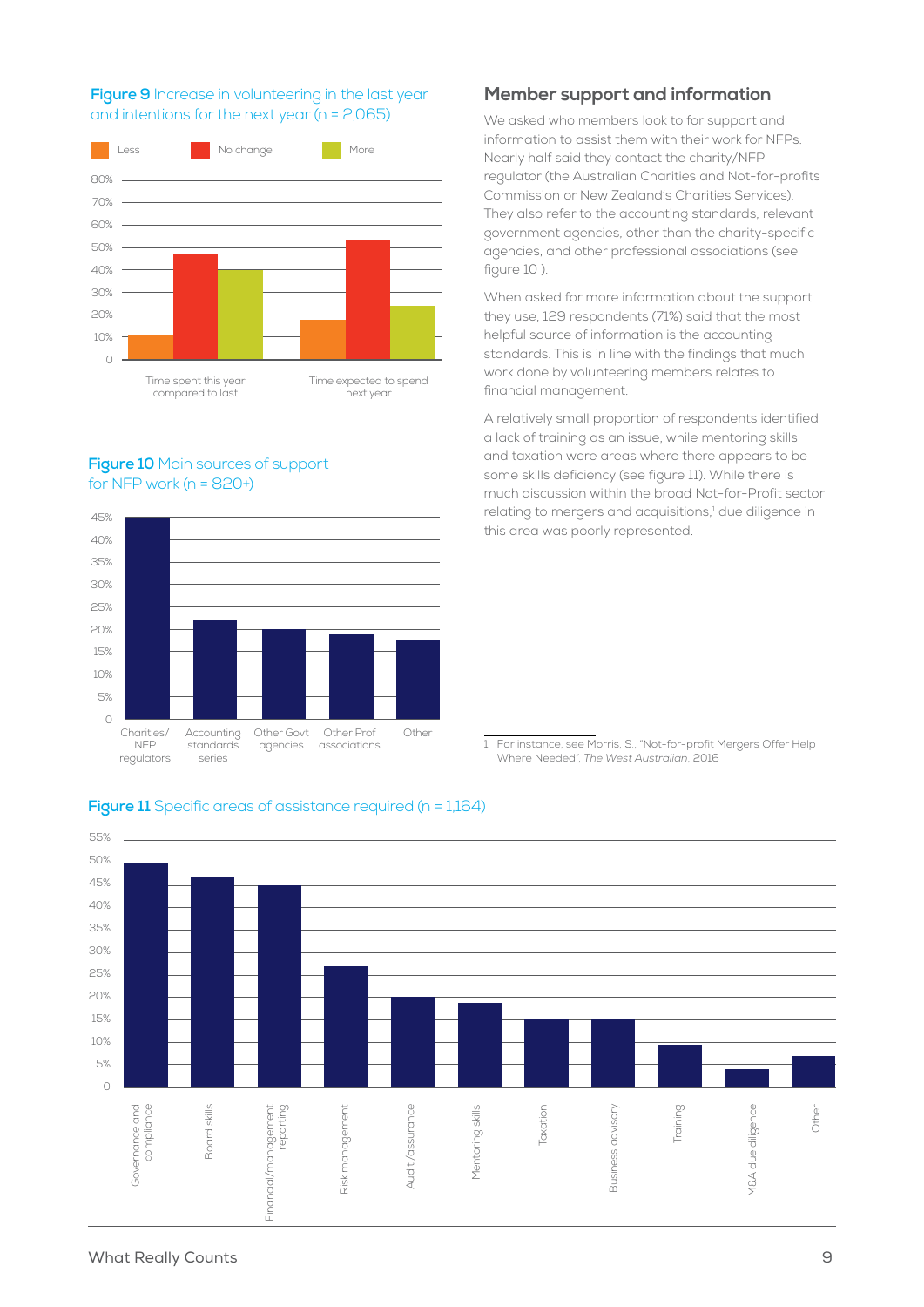**Figure 9** Increase in volunteering in the last year and intentions for the next year (n = 2,065)

**Figure 10** Main sources of support for NFP work (n = 820+)

## Member support and information

We asked who members look to for support and information to assist them with their work for NFPs. Nearly half said they contact the charity/NFP regulator (the Australian Charities and Not-for-profits Commission or New Zealand's Charities Services). They also refer to the accounting standards, relevant government agencies, other than the charity-specific agencies, and other professional associations (see figure 10 ).

When asked for more information about the support they use, 129 respondents (71%) said that the most helpful source of information is the accounting standards. This is in line with the findings that much work done by volunteering members relates to financial management.

A relatively small proportion of respondents identified a lack of training as an issue, while mentoring skills and taxation were areas where there appears to be some skills deficiency (see figure 11). While there is much discussion within the broad Not-for-Profit sector relating to mergers and acquisitions,[1] due diligence in this area was poorly represented.

[1] For instance, see Morris, S., "Not-for-profit Mergers Offer Help Where Needed", *The West Australian*, 2016

**Figure 11** Specific areas of assistance required (n = 1,164)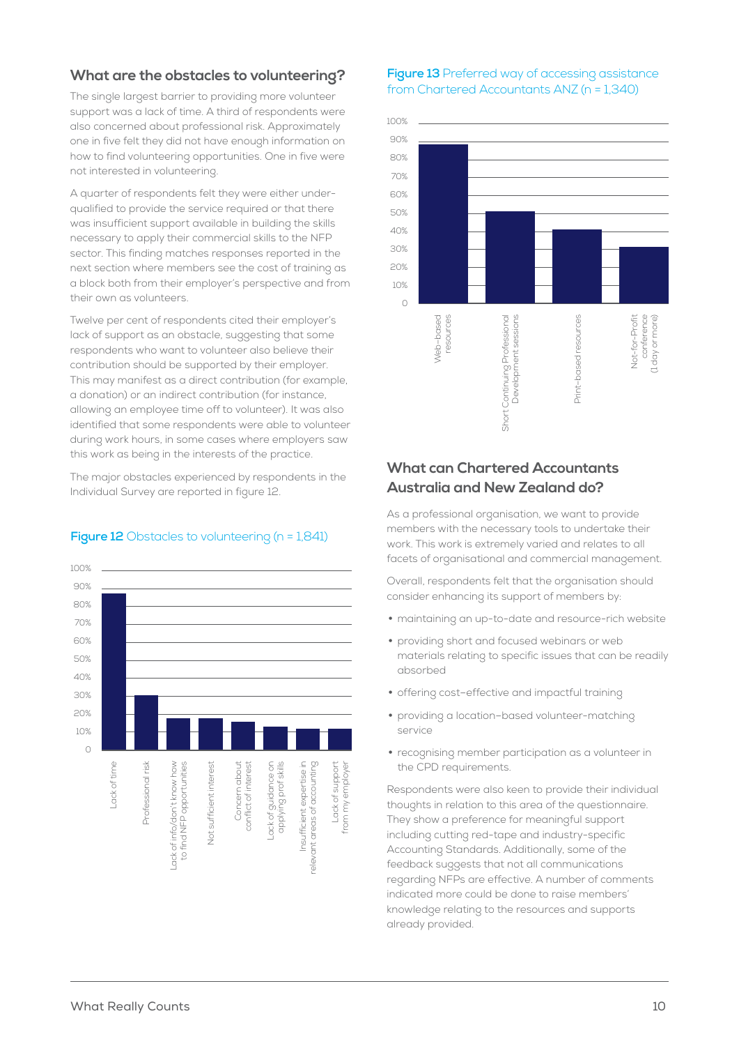## What are the obstacles to volunteering?

The single largest barrier to providing more volunteer support was a lack of time. A third of respondents were also concerned about professional risk. Approximately one in five felt they did not have enough information on how to find volunteering opportunities. One in five were not interested in volunteering.

A quarter of respondents felt they were either under-qualified to provide the service required or that there was insufficient support available in building the skills necessary to apply their commercial skills to the NFP sector. This finding matches responses reported in the next section where members see the cost of training as a block both from their employer's perspective and from their own as volunteers.

Twelve per cent of respondents cited their employer's lack of support as an obstacle, suggesting that some respondents who want to volunteer also believe their contribution should be supported by their employer. This may manifest as a direct contribution (for example, a donation) or an indirect contribution (for instance, allowing an employee time off to volunteer). It was also identified that some respondents were able to volunteer during work hours, in some cases where employers saw this work as being in the interests of the practice.

The major obstacles experienced by respondents in the Individual Survey are reported in figure 12.

**Figure 12** Obstacles to volunteering (n = 1,841)

| Obstacle | Approx. % |
|---|---|
| Lack of time | 86% |
| Professional risk | 30% |
| Lack of info/don't know how to find NFP opportunities | 18% |
| Not sufficient interest | 18% |
| Concern about conflict of interest | 16% |
| Lack of guidance on applying prof skills | 13% |
| Insufficient expertise in relevant areas of accounting | 12% |
| Lack of support from my employer | 12% |

**Figure 13** Preferred way of accessing assistance from Chartered Accountants ANZ (n = 1,340)

| Method | Approx. % |
|---|---|
| Web-based resources | 87% |
| Short Continuing Professional Development sessions | 50% |
| Print-based resources | 40% |
| Not-for-Profit conference (1 day or more) | 31% |

## What can Chartered Accountants Australia and New Zealand do?

As a professional organisation, we want to provide members with the necessary tools to undertake their work. This work is extremely varied and relates to all facets of organisational and commercial management.

Overall, respondents felt that the organisation should consider enhancing its support of members by:

- maintaining an up-to-date and resource-rich website
- providing short and focused webinars or web materials relating to specific issues that can be readily absorbed
- offering cost-effective and impactful training
- providing a location-based volunteer-matching service
- recognising member participation as a volunteer in the CPD requirements.

Respondents were also keen to provide their individual thoughts in relation to this area of the questionnaire. They show a preference for meaningful support including cutting red-tape and industry-specific Accounting Standards. Additionally, some of the feedback suggests that not all communications regarding NFPs are effective. A number of comments indicated more could be done to raise members' knowledge relating to the resources and supports already provided.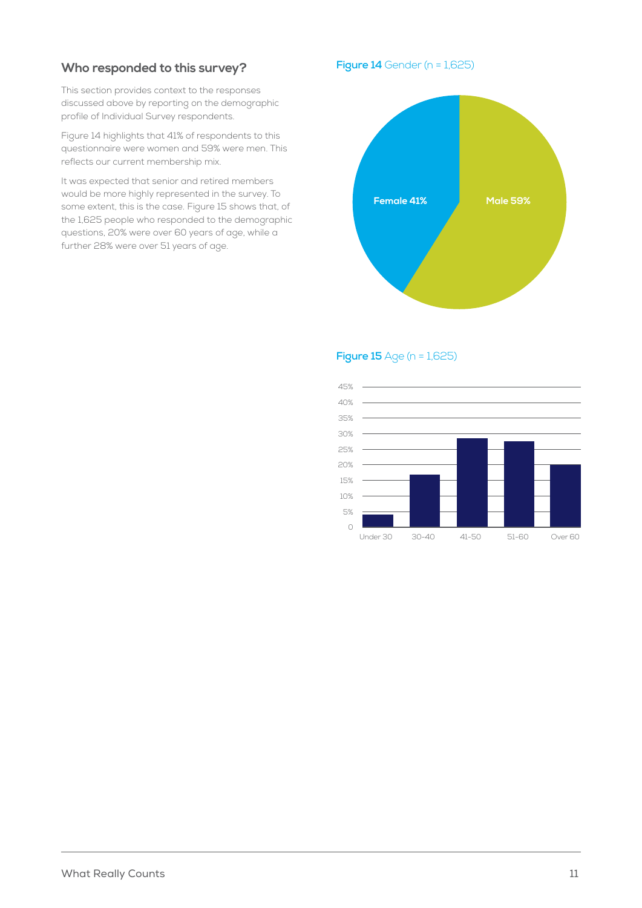## Who responded to this survey?

This section provides context to the responses discussed above by reporting on the demographic profile of Individual Survey respondents.

Figure 14 highlights that 41% of respondents to this questionnaire were women and 59% were men. This reflects our current membership mix.

It was expected that senior and retired members would be more highly represented in the survey. To some extent, this is the case. Figure 15 shows that, of the 1,625 people who responded to the demographic questions, 20% were over 60 years of age, while a further 28% were over 51 years of age.

**Figure 14** Gender (n = 1,625)

Female 41%

Male 59%

**Figure 15** Age (n = 1,625)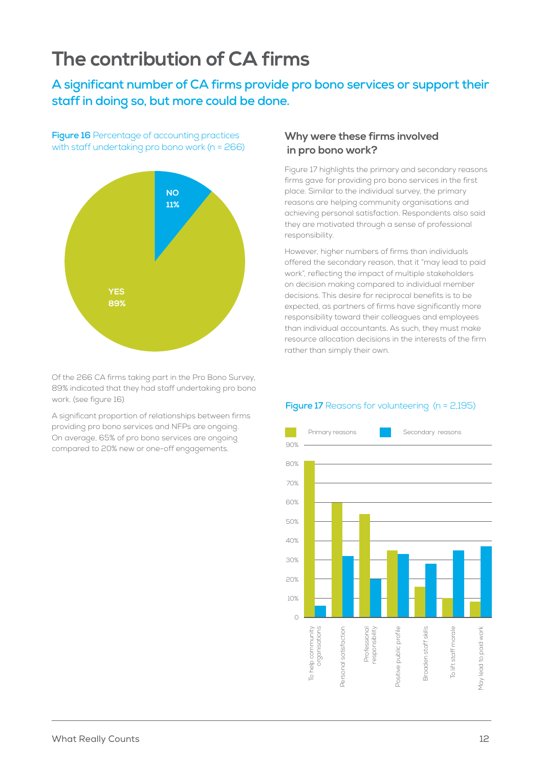# The contribution of CA firms

## A significant number of CA firms provide pro bono services or support their staff in doing so, but more could be done.

**Figure 16** Percentage of accounting practices with staff undertaking pro bono work (n = 266)

Of the 266 CA firms taking part in the Pro Bono Survey, 89% indicated that they had staff undertaking pro bono work. (see figure 16)

A significant proportion of relationships between firms providing pro bono services and NFPs are ongoing. On average, 65% of pro bono services are ongoing compared to 20% new or one-off engagements.

### Why were these firms involved in pro bono work?

Figure 17 highlights the primary and secondary reasons firms gave for providing pro bono services in the first place. Similar to the individual survey, the primary reasons are helping community organisations and achieving personal satisfaction. Respondents also said they are motivated through a sense of professional responsibility.

However, higher numbers of firms than individuals offered the secondary reason, that it "may lead to paid work", reflecting the impact of multiple stakeholders on decision making compared to individual member decisions. This desire for reciprocal benefits is to be expected, as partners of firms have significantly more responsibility toward their colleagues and employees than individual accountants. As such, they must make resource allocation decisions in the interests of the firm rather than simply their own.

**Figure 17** Reasons for volunteering (n = 2,195)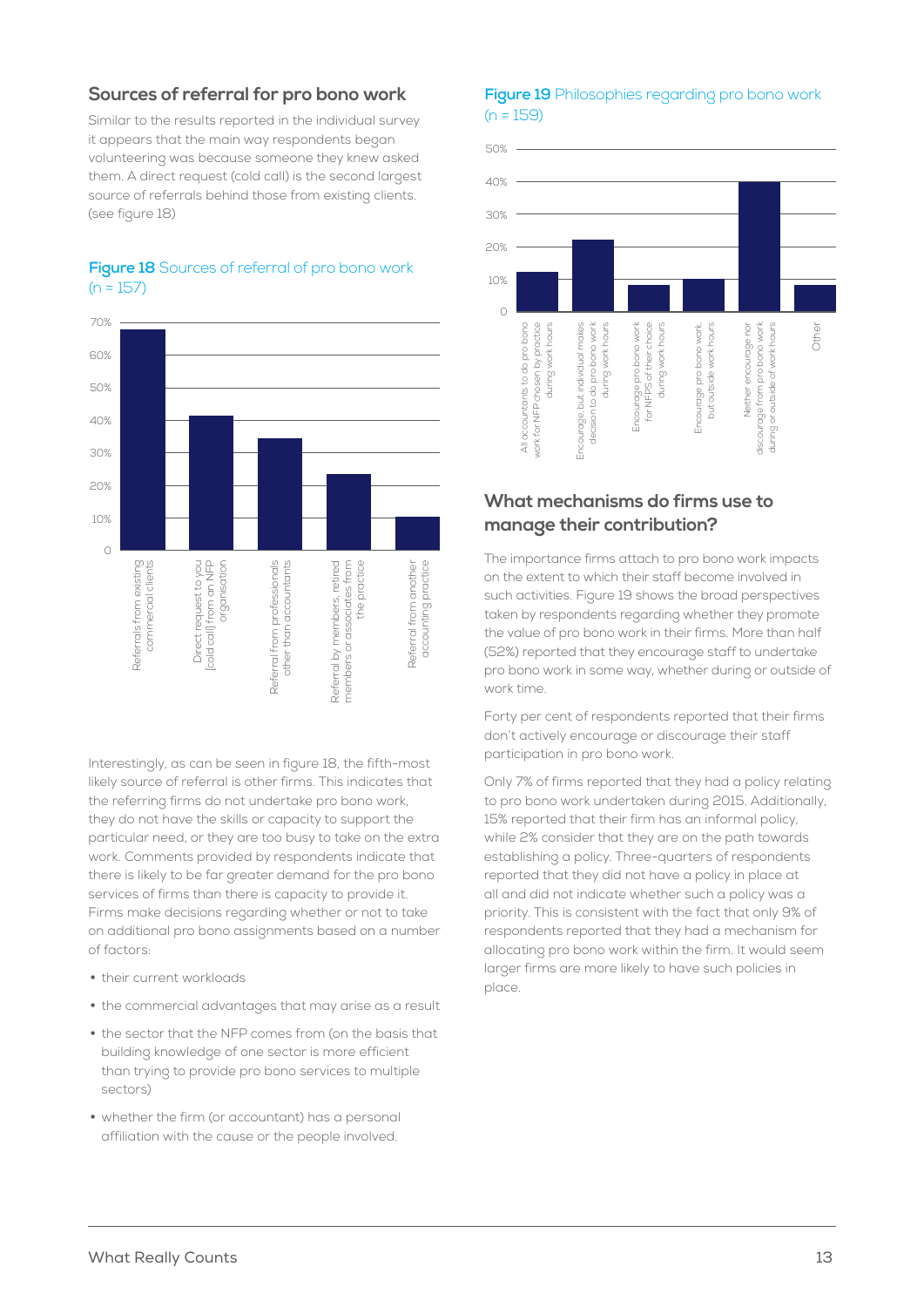## Sources of referral for pro bono work

Similar to the results reported in the individual survey it appears that the main way respondents began volunteering was because someone they knew asked them. A direct request (cold call) is the second largest source of referrals behind those from existing clients. (see figure 18)

**Figure 18** Sources of referral of pro bono work (n = 157)

Interestingly, as can be seen in figure 18, the fifth-most likely source of referral is other firms. This indicates that the referring firms do not undertake pro bono work, they do not have the skills or capacity to support the particular need, or they are too busy to take on the extra work. Comments provided by respondents indicate that there is likely to be far greater demand for the pro bono services of firms than there is capacity to provide it. Firms make decisions regarding whether or not to take on additional pro bono assignments based on a number of factors:

- their current workloads
- the commercial advantages that may arise as a result
- the sector that the NFP comes from (on the basis that building knowledge of one sector is more efficient than trying to provide pro bono services to multiple sectors)
- whether the firm (or accountant) has a personal affiliation with the cause or the people involved.

**Figure 19** Philosophies regarding pro bono work (n = 159)

## What mechanisms do firms use to manage their contribution?

The importance firms attach to pro bono work impacts on the extent to which their staff become involved in such activities. Figure 19 shows the broad perspectives taken by respondents regarding whether they promote the value of pro bono work in their firms. More than half (52%) reported that they encourage staff to undertake pro bono work in some way, whether during or outside of work time.

Forty per cent of respondents reported that their firms don't actively encourage or discourage their staff participation in pro bono work.

Only 7% of firms reported that they had a policy relating to pro bono work undertaken during 2015. Additionally, 15% reported that their firm has an informal policy, while 2% consider that they are on the path towards establishing a policy. Three-quarters of respondents reported that they did not have a policy in place at all and did not indicate whether such a policy was a priority. This is consistent with the fact that only 9% of respondents reported that they had a mechanism for allocating pro bono work within the firm. It would seem larger firms are more likely to have such policies in place.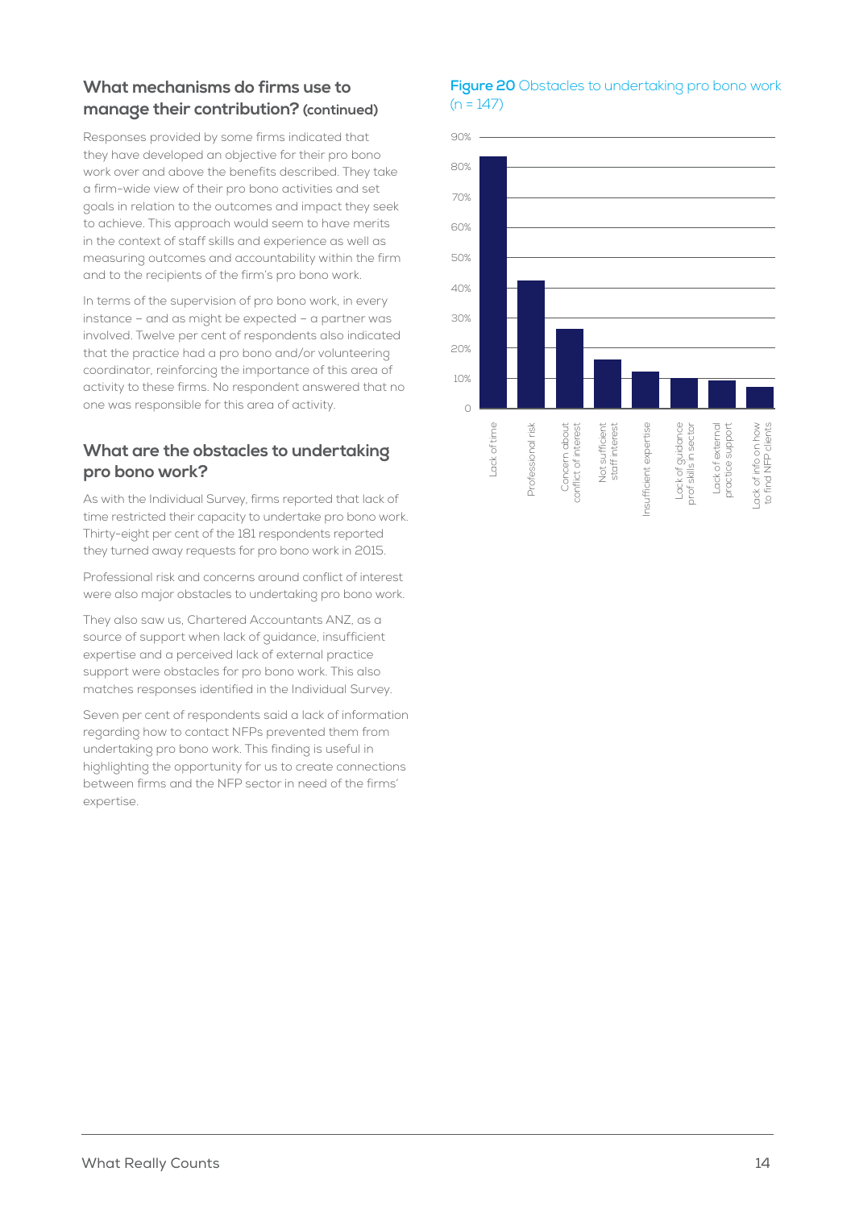## What mechanisms do firms use to manage their contribution? (continued)

Responses provided by some firms indicated that they have developed an objective for their pro bono work over and above the benefits described. They take a firm-wide view of their pro bono activities and set goals in relation to the outcomes and impact they seek to achieve. This approach would seem to have merits in the context of staff skills and experience as well as measuring outcomes and accountability within the firm and to the recipients of the firm's pro bono work.

In terms of the supervision of pro bono work, in every instance – and as might be expected – a partner was involved. Twelve per cent of respondents also indicated that the practice had a pro bono and/or volunteering coordinator, reinforcing the importance of this area of activity to these firms. No respondent answered that no one was responsible for this area of activity.

## What are the obstacles to undertaking pro bono work?

As with the Individual Survey, firms reported that lack of time restricted their capacity to undertake pro bono work. Thirty-eight per cent of the 181 respondents reported they turned away requests for pro bono work in 2015.

Professional risk and concerns around conflict of interest were also major obstacles to undertaking pro bono work.

They also saw us, Chartered Accountants ANZ, as a source of support when lack of guidance, insufficient expertise and a perceived lack of external practice support were obstacles for pro bono work. This also matches responses identified in the Individual Survey.

Seven per cent of respondents said a lack of information regarding how to contact NFPs prevented them from undertaking pro bono work. This finding is useful in highlighting the opportunity for us to create connections between firms and the NFP sector in need of the firms' expertise.

**Figure 20** Obstacles to undertaking pro bono work (n = 147)

| Obstacle | Approx. % |
|---|---|
| Lack of time | 84% |
| Professional risk | 42% |
| Concern about conflict of interest | 26% |
| Not sufficient staff interest | 16% |
| Insufficient expertise | 12% |
| Lack of guidance prof skills in sector | 10% |
| Lack of external practice support | 9% |
| Lack of info on how to find NFP clients | 7% |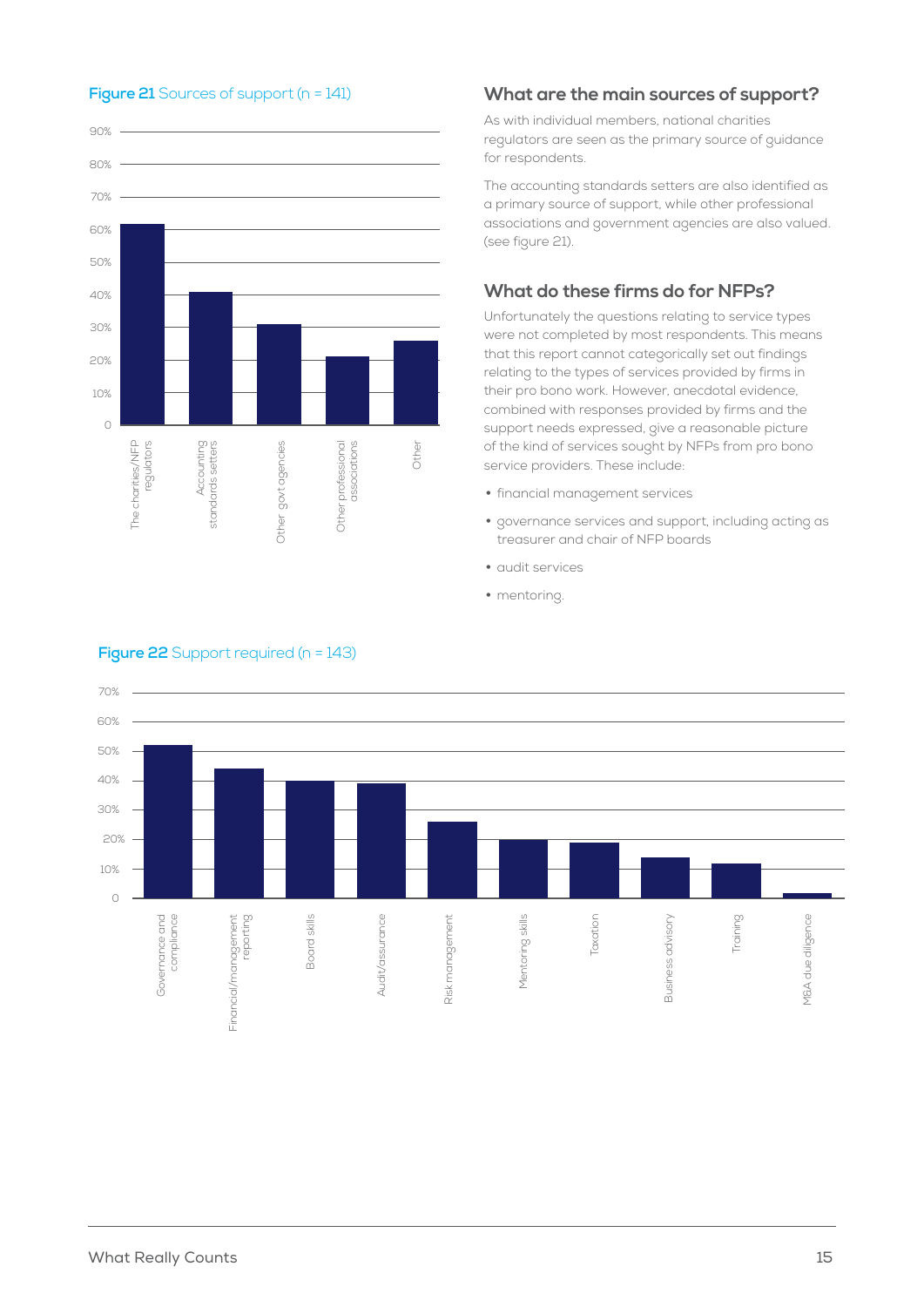**Figure 21** Sources of support (n = 141)

## What are the main sources of support?

As with individual members, national charities regulators are seen as the primary source of guidance for respondents.

The accounting standards setters are also identified as a primary source of support, while other professional associations and government agencies are also valued. (see figure 21).

## What do these firms do for NFPs?

Unfortunately the questions relating to service types were not completed by most respondents. This means that this report cannot categorically set out findings relating to the types of services provided by firms in their pro bono work. However, anecdotal evidence, combined with responses provided by firms and the support needs expressed, give a reasonable picture of the kind of services sought by NFPs from pro bono service providers. These include:

- financial management services
- governance services and support, including acting as treasurer and chair of NFP boards
- audit services
- mentoring.

**Figure 22** Support required (n = 143)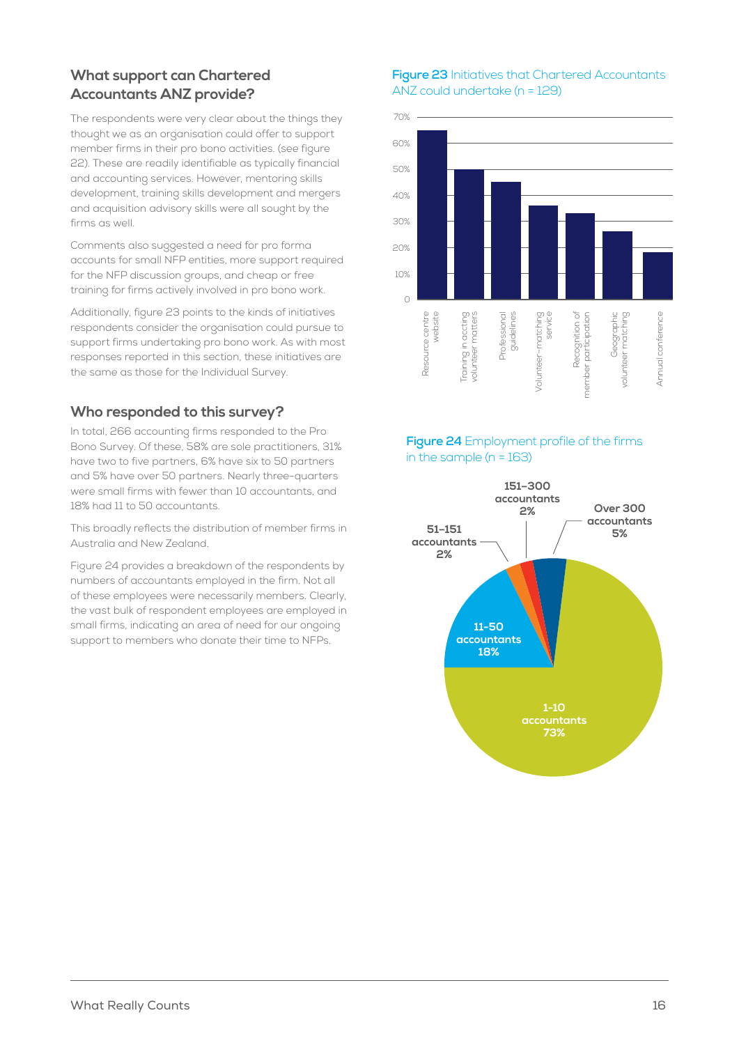## What support can Chartered Accountants ANZ provide?

The respondents were very clear about the things they thought we as an organisation could offer to support member firms in their pro bono activities. (see figure 22). These are readily identifiable as typically financial and accounting services. However, mentoring skills development, training skills development and mergers and acquisition advisory skills were all sought by the firms as well.

Comments also suggested a need for pro forma accounts for small NFP entities, more support required for the NFP discussion groups, and cheap or free training for firms actively involved in pro bono work.

Additionally, figure 23 points to the kinds of initiatives respondents consider the organisation could pursue to support firms undertaking pro bono work. As with most responses reported in this section, these initiatives are the same as those for the Individual Survey.

## Who responded to this survey?

In total, 266 accounting firms responded to the Pro Bono Survey. Of these, 58% are sole practitioners, 31% have two to five partners, 6% have six to 50 partners and 5% have over 50 partners. Nearly three-quarters were small firms with fewer than 10 accountants, and 18% had 11 to 50 accountants.

This broadly reflects the distribution of member firms in Australia and New Zealand.

Figure 24 provides a breakdown of the respondents by numbers of accountants employed in the firm. Not all of these employees were necessarily members. Clearly, the vast bulk of respondent employees are employed in small firms, indicating an area of need for our ongoing support to members who donate their time to NFPs.

**Figure 23** Initiatives that Chartered Accountants ANZ could undertake (n = 129)

**Figure 24** Employment profile of the firms in the sample (n = 163)

| Accountants | Share |
|---|---|
| 1-10 accountants | 73% |
| 11-50 accountants | 18% |
| 51–151 accountants | 2% |
| 151–300 accountants | 2% |
| Over 300 accountants | 5% |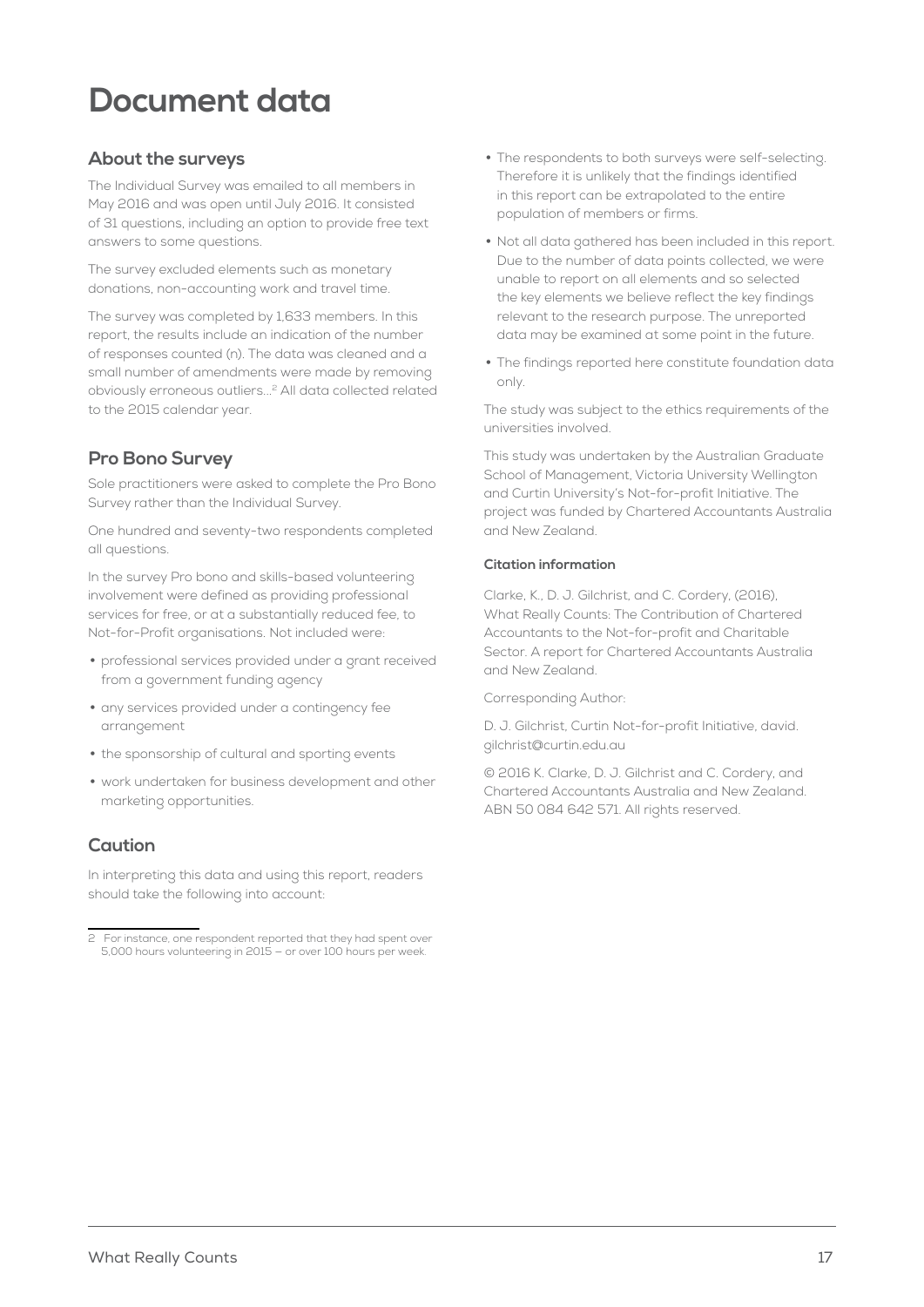# Document data

## About the surveys

The Individual Survey was emailed to all members in May 2016 and was open until July 2016. It consisted of 31 questions, including an option to provide free text answers to some questions.

The survey excluded elements such as monetary donations, non-accounting work and travel time.

The survey was completed by 1,633 members. In this report, the results include an indication of the number of responses counted (n). The data was cleaned and a small number of amendments were made by removing obviously erroneous outliers...[2] All data collected related to the 2015 calendar year.

## Pro Bono Survey

Sole practitioners were asked to complete the Pro Bono Survey rather than the Individual Survey.

One hundred and seventy-two respondents completed all questions.

In the survey Pro bono and skills-based volunteering involvement were defined as providing professional services for free, or at a substantially reduced fee, to Not-for-Profit organisations. Not included were:

- professional services provided under a grant received from a government funding agency
- any services provided under a contingency fee arrangement
- the sponsorship of cultural and sporting events
- work undertaken for business development and other marketing opportunities.

## Caution

In interpreting this data and using this report, readers should take the following into account:

- The respondents to both surveys were self-selecting. Therefore it is unlikely that the findings identified in this report can be extrapolated to the entire population of members or firms.
- Not all data gathered has been included in this report. Due to the number of data points collected, we were unable to report on all elements and so selected the key elements we believe reflect the key findings relevant to the research purpose. The unreported data may be examined at some point in the future.
- The findings reported here constitute foundation data only.

The study was subject to the ethics requirements of the universities involved.

This study was undertaken by the Australian Graduate School of Management, Victoria University Wellington and Curtin University's Not-for-profit Initiative. The project was funded by Chartered Accountants Australia and New Zealand.

**Citation information**

Clarke, K., D. J. Gilchrist, and C. Cordery, (2016), What Really Counts: The Contribution of Chartered Accountants to the Not-for-profit and Charitable Sector. A report for Chartered Accountants Australia and New Zealand.

Corresponding Author:

D. J. Gilchrist, Curtin Not-for-profit Initiative, david.gilchrist@curtin.edu.au

© 2016 K. Clarke, D. J. Gilchrist and C. Cordery, and Chartered Accountants Australia and New Zealand. ABN 50 084 642 571. All rights reserved.

2 For instance, one respondent reported that they had spent over 5,000 hours volunteering in 2015 – or over 100 hours per week.